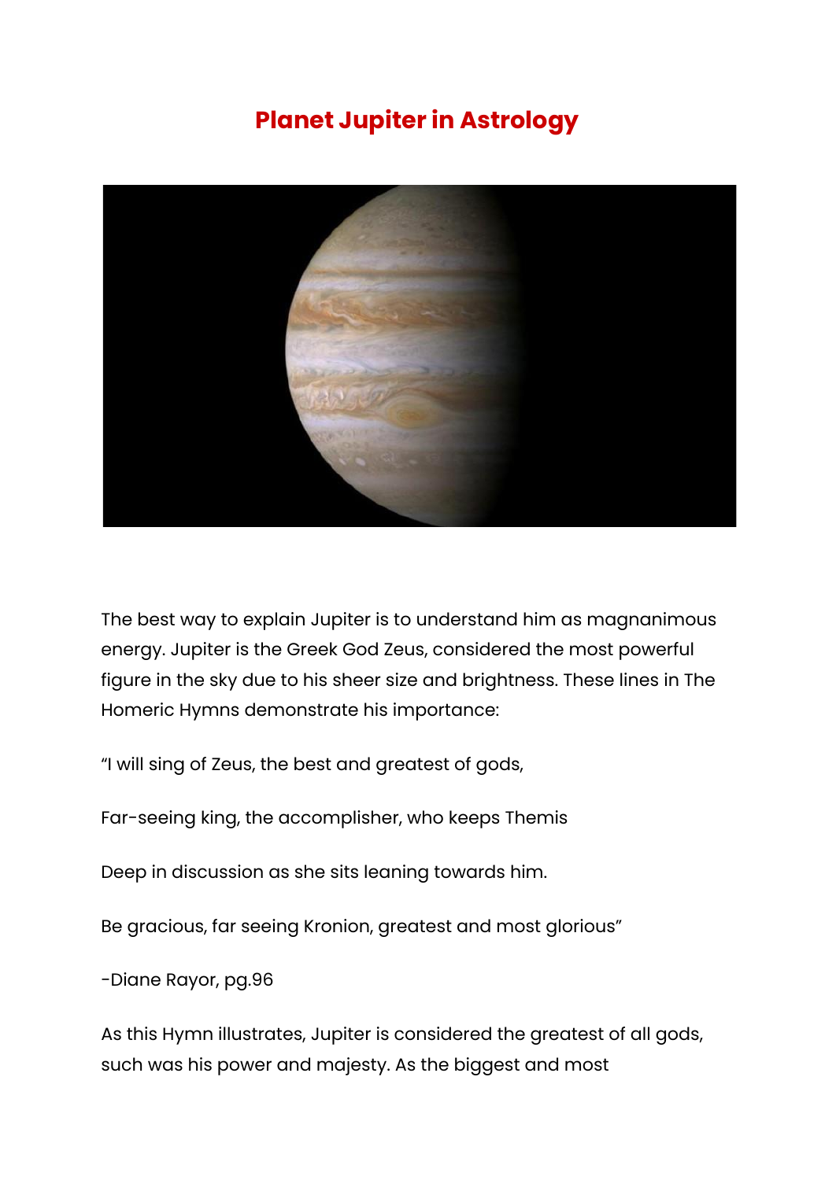# Planet Jupiter in Astrology

The best way to explain Jupiter is to understand him as magnanimous energy. Jupiter is the Greek God Zeus, considered the most powerful figure in the sky due to his sheer size and brightness. These lines in The Homeric Hymns demonstrate his importance:

"I will sing of Zeus, the best and greatest of gods,

Far-seeing king, the accomplisher, who keeps Themis

Deep in discussion as she sits leaning towards him.

Be gracious, far seeing Kronion, greatest and most glorious"

-Diane Rayor, pg.96

As this Hymn illustrates, Jupiter is considered the greatest of all gods, such was his power and majesty. As the biggest and most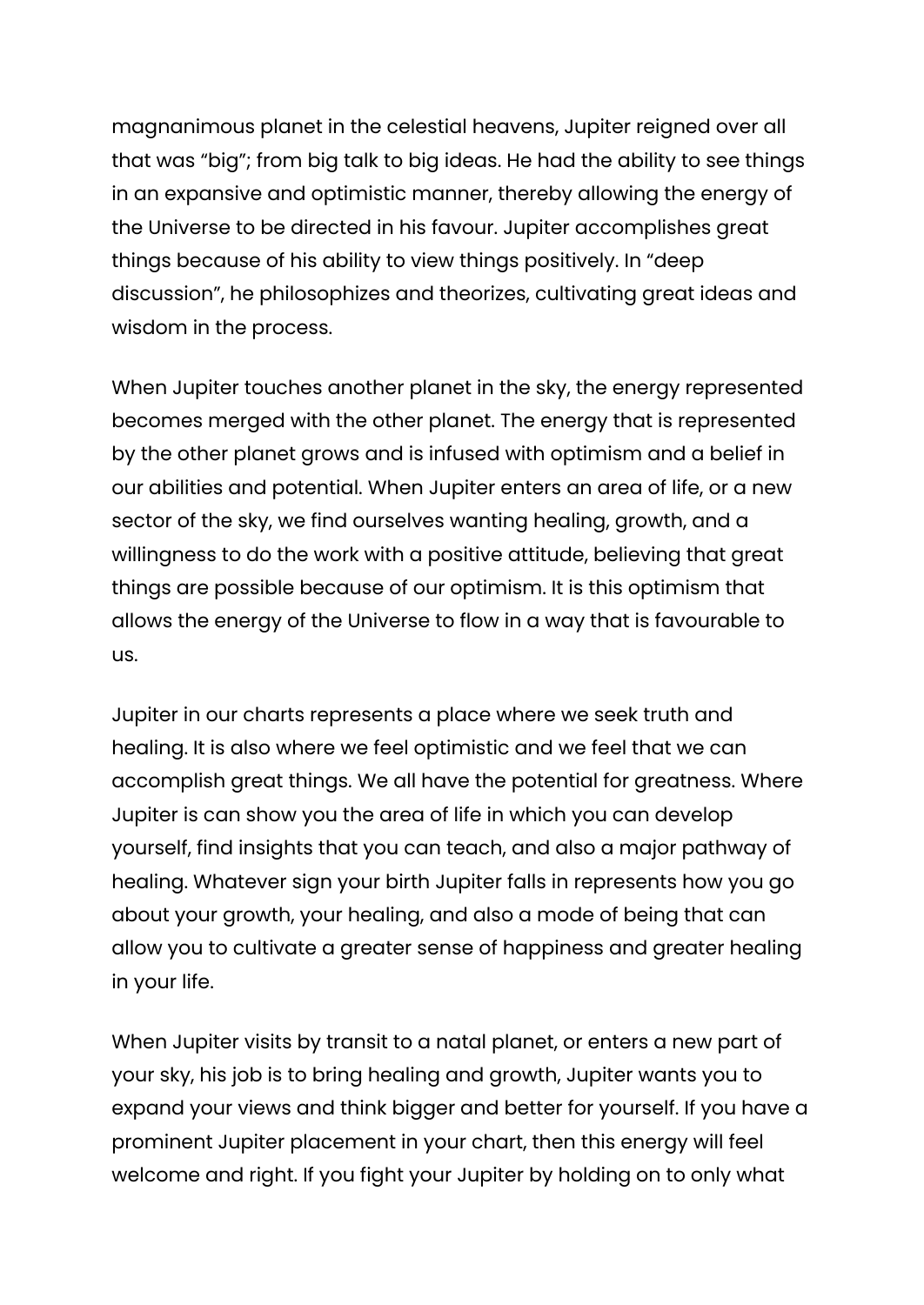magnanimous planet in the celestial heavens, Jupiter reigned over all that was “big”; from big talk to big ideas. He had the ability to see things in an expansive and optimistic manner, thereby allowing the energy of the Universe to be directed in his favour. Jupiter accomplishes great things because of his ability to view things positively. In “deep discussion”, he philosophizes and theorizes, cultivating great ideas and wisdom in the process.

When Jupiter touches another planet in the sky, the energy represented becomes merged with the other planet. The energy that is represented by the other planet grows and is infused with optimism and a belief in our abilities and potential. When Jupiter enters an area of life, or a new sector of the sky, we find ourselves wanting healing, growth, and a willingness to do the work with a positive attitude, believing that great things are possible because of our optimism. It is this optimism that allows the energy of the Universe to flow in a way that is favourable to us.

Jupiter in our charts represents a place where we seek truth and healing. It is also where we feel optimistic and we feel that we can accomplish great things. We all have the potential for greatness. Where Jupiter is can show you the area of life in which you can develop yourself, find insights that you can teach, and also a major pathway of healing. Whatever sign your birth Jupiter falls in represents how you go about your growth, your healing, and also a mode of being that can allow you to cultivate a greater sense of happiness and greater healing in your life.

When Jupiter visits by transit to a natal planet, or enters a new part of your sky, his job is to bring healing and growth, Jupiter wants you to expand your views and think bigger and better for yourself. If you have a prominent Jupiter placement in your chart, then this energy will feel welcome and right. If you fight your Jupiter by holding on to only what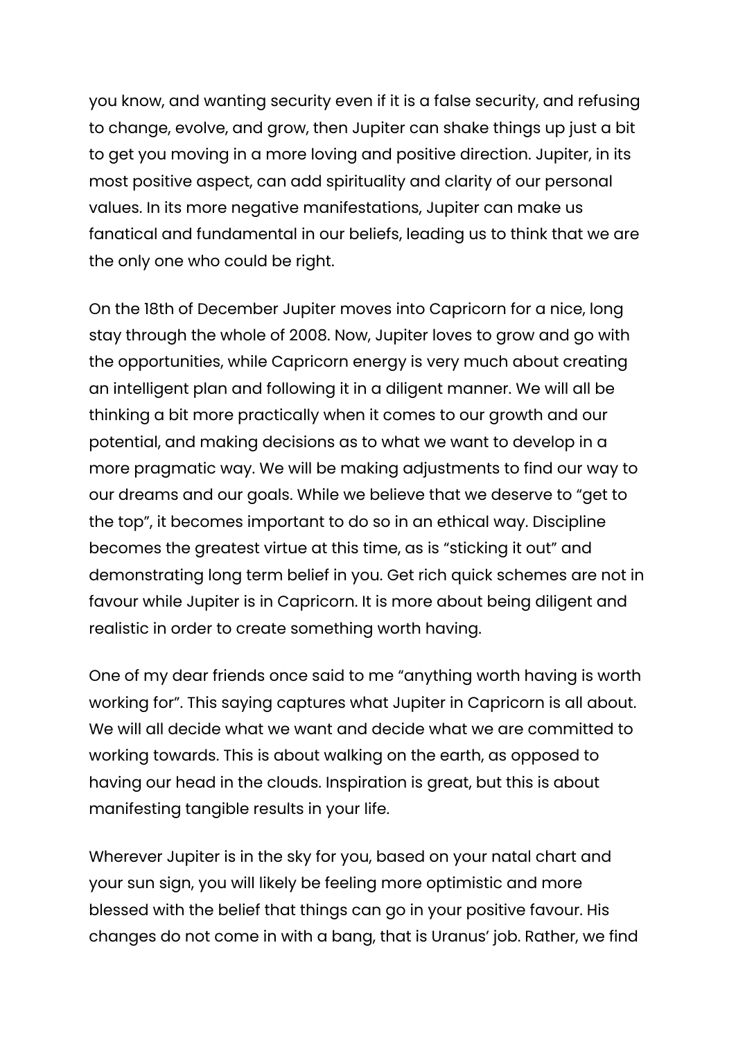you know, and wanting security even if it is a false security, and refusing to change, evolve, and grow, then Jupiter can shake things up just a bit to get you moving in a more loving and positive direction. Jupiter, in its most positive aspect, can add spirituality and clarity of our personal values. In its more negative manifestations, Jupiter can make us fanatical and fundamental in our beliefs, leading us to think that we are the only one who could be right.

On the 18th of December Jupiter moves into Capricorn for a nice, long stay through the whole of 2008. Now, Jupiter loves to grow and go with the opportunities, while Capricorn energy is very much about creating an intelligent plan and following it in a diligent manner. We will all be thinking a bit more practically when it comes to our growth and our potential, and making decisions as to what we want to develop in a more pragmatic way. We will be making adjustments to find our way to our dreams and our goals. While we believe that we deserve to "get to the top", it becomes important to do so in an ethical way. Discipline becomes the greatest virtue at this time, as is "sticking it out" and demonstrating long term belief in you. Get rich quick schemes are not in favour while Jupiter is in Capricorn. It is more about being diligent and realistic in order to create something worth having.

One of my dear friends once said to me "anything worth having is worth working for". This saying captures what Jupiter in Capricorn is all about. We will all decide what we want and decide what we are committed to working towards. This is about walking on the earth, as opposed to having our head in the clouds. Inspiration is great, but this is about manifesting tangible results in your life.

Wherever Jupiter is in the sky for you, based on your natal chart and your sun sign, you will likely be feeling more optimistic and more blessed with the belief that things can go in your positive favour. His changes do not come in with a bang, that is Uranus' job. Rather, we find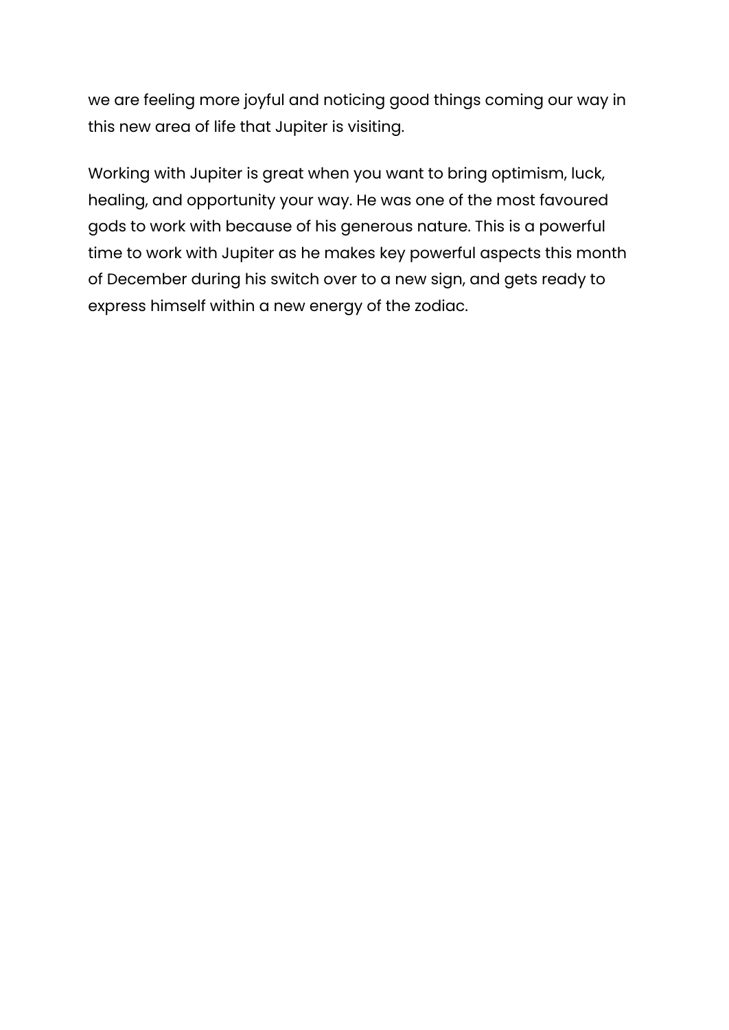we are feeling more joyful and noticing good things coming our way in this new area of life that Jupiter is visiting.

Working with Jupiter is great when you want to bring optimism, luck, healing, and opportunity your way. He was one of the most favoured gods to work with because of his generous nature. This is a powerful time to work with Jupiter as he makes key powerful aspects this month of December during his switch over to a new sign, and gets ready to express himself within a new energy of the zodiac.